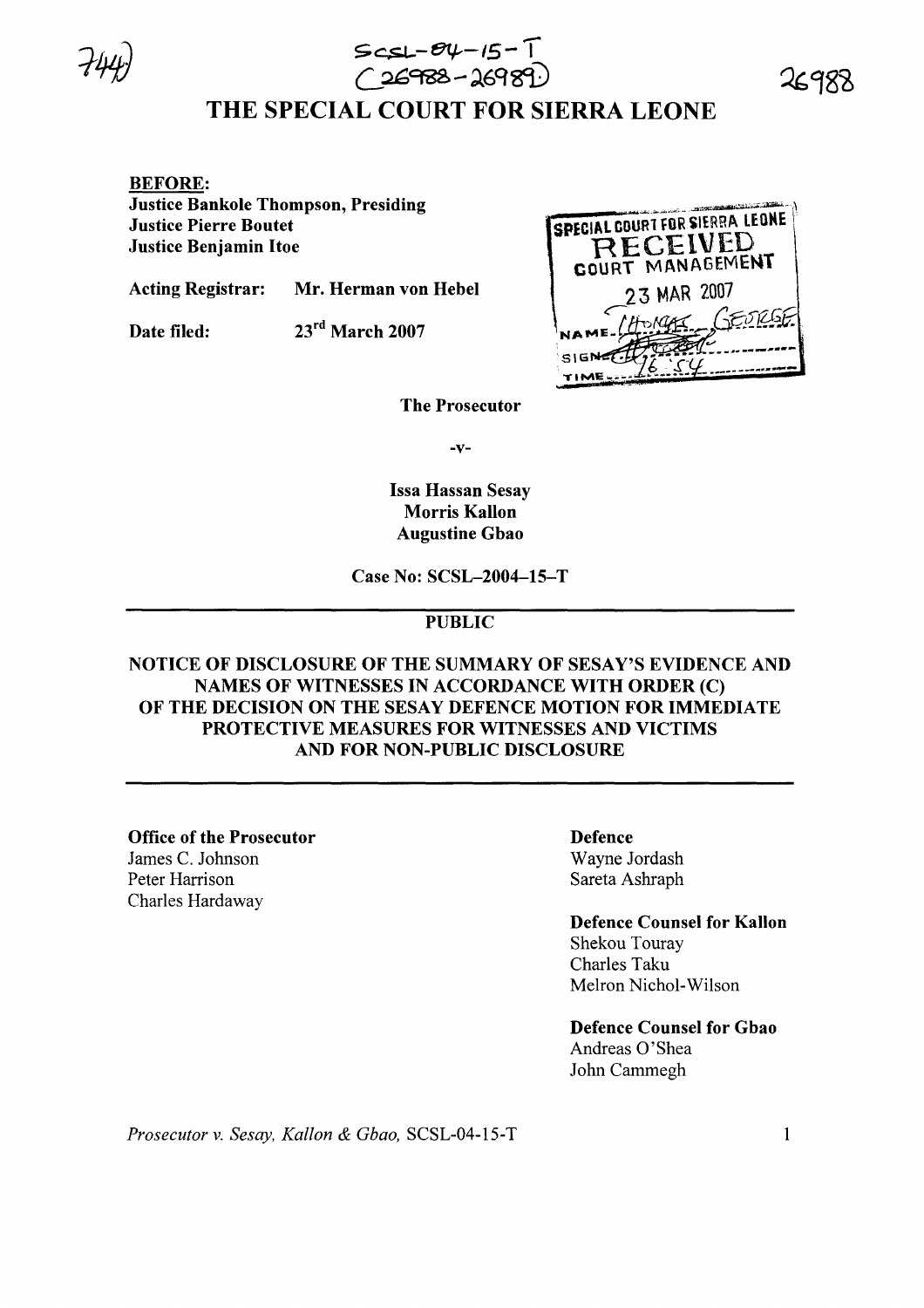SCSL-04-15-T
(26988-26989)

# THE SPECIAL COURT FOR SIERRA LEONE

**BEFORE:**
**Justice Bankole Thompson, Presiding**
**Justice Pierre Boutet**
**Justice Benjamin Itoe**

**Acting Registrar:** **Mr. Herman von Hebel**

**Date filed:** **23rd March 2007**

SPECIAL COURT FOR SIERRA LEONE
RECEIVED
COURT MANAGEMENT
23 MAR 2007
NAME: THOMAS GEORGE
SIGN:
TIME: 16:54

**The Prosecutor**

**-v-**

**Issa Hassan Sesay**
**Morris Kallon**
**Augustine Gbao**

**Case No: SCSL–2004–15–T**

**PUBLIC**

**NOTICE OF DISCLOSURE OF THE SUMMARY OF SESAY'S EVIDENCE AND NAMES OF WITNESSES IN ACCORDANCE WITH ORDER (C) OF THE DECISION ON THE SESAY DEFENCE MOTION FOR IMMEDIATE PROTECTIVE MEASURES FOR WITNESSES AND VICTIMS AND FOR NON-PUBLIC DISCLOSURE**

**Office of the Prosecutor**
James C. Johnson
Peter Harrison
Charles Hardaway

**Defence**
Wayne Jordash
Sareta Ashraph

**Defence Counsel for Kallon**
Shekou Touray
Charles Taku
Melron Nichol-Wilson

**Defence Counsel for Gbao**
Andreas O'Shea
John Cammegh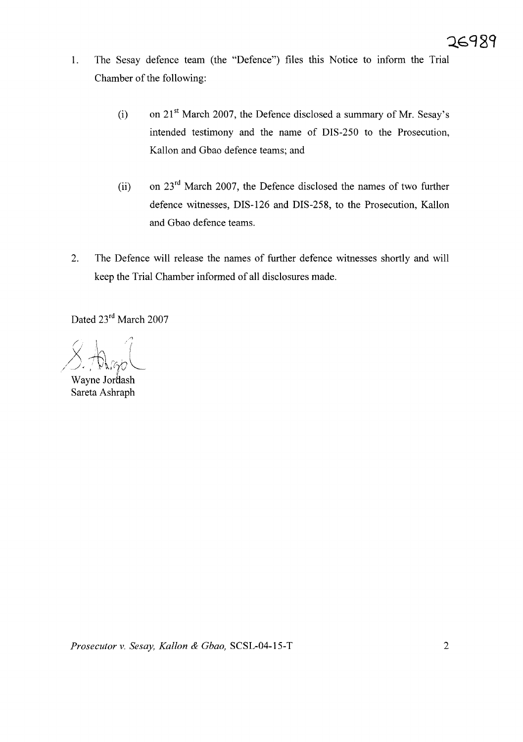1. The Sesay defence team (the "Defence") files this Notice to inform the Trial Chamber of the following:

   (i) on 21st March 2007, the Defence disclosed a summary of Mr. Sesay's intended testimony and the name of DIS-250 to the Prosecution, Kallon and Gbao defence teams; and

   (ii) on 23rd March 2007, the Defence disclosed the names of two further defence witnesses, DIS-126 and DIS-258, to the Prosecution, Kallon and Gbao defence teams.

2. The Defence will release the names of further defence witnesses shortly and will keep the Trial Chamber informed of all disclosures made.

Dated 23rd March 2007

Wayne Jordash
Sareta Ashraph